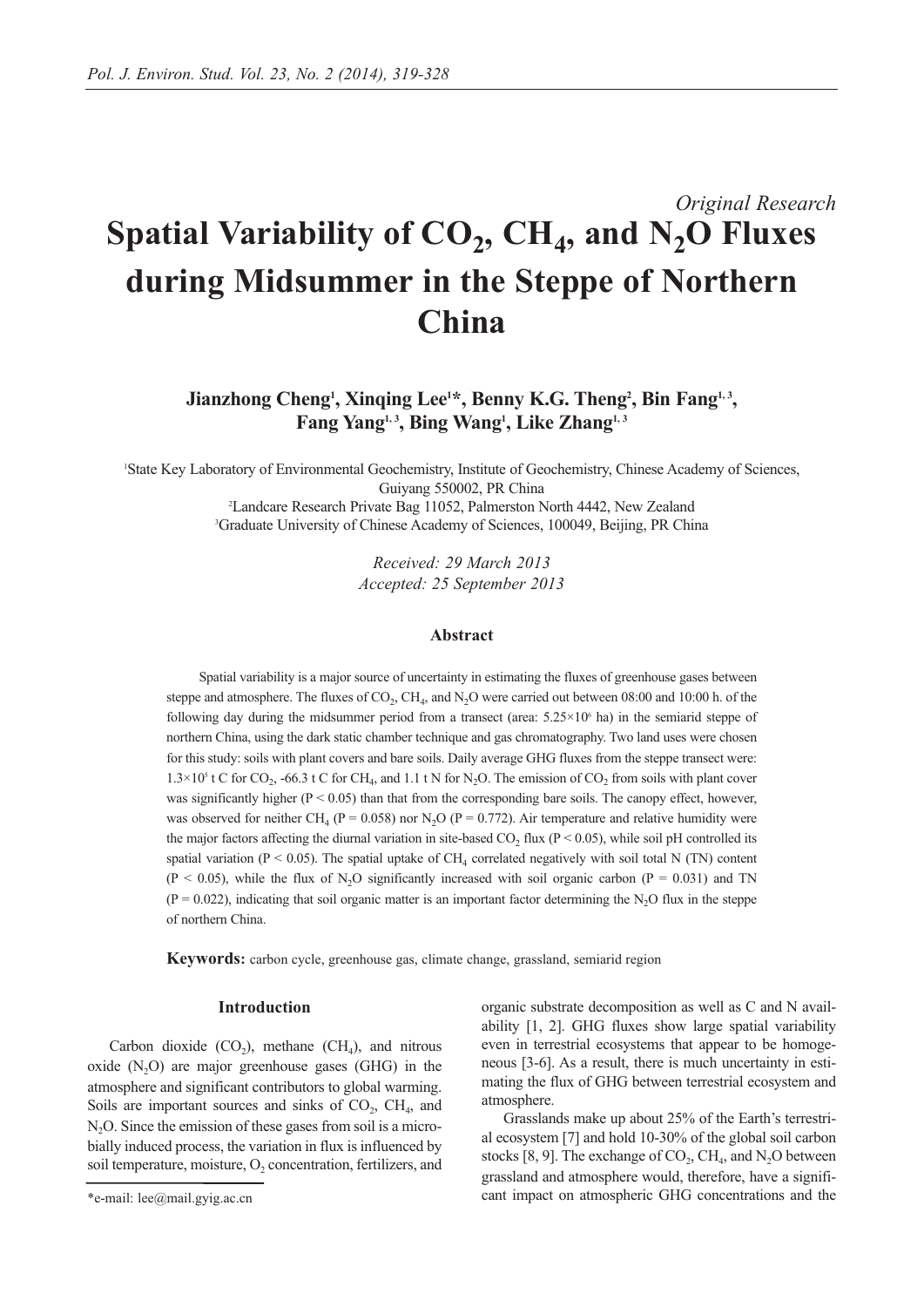*Original Research*

# Spatial Variability of $CO_2$, $CH_4$, and $N_2O$ Fluxes during Midsummer in the Steppe of Northern China

**Jianzhong Cheng[1], Xinqing Lee[1]*, Benny K.G. Theng[2], Bin Fang[1, 3], Fang Yang[1, 3], Bing Wang[1], Like Zhang[1, 3]**

[1]State Key Laboratory of Environmental Geochemistry, Institute of Geochemistry, Chinese Academy of Sciences, Guiyang 550002, PR China
[2]Landcare Research Private Bag 11052, Palmerston North 4442, New Zealand
[3]Graduate University of Chinese Academy of Sciences, 100049, Beijing, PR China

*Received: 29 March 2013*
*Accepted: 25 September 2013*

### Abstract

Spatial variability is a major source of uncertainty in estimating the fluxes of greenhouse gases between steppe and atmosphere. The fluxes of $CO_2$, $CH_4$, and $N_2O$ were carried out between 08:00 and 10:00 h. of the following day during the midsummer period from a transect (area: $5.25\times10^6$ ha) in the semiarid steppe of northern China, using the dark static chamber technique and gas chromatography. Two land uses were chosen for this study: soils with plant covers and bare soils. Daily average GHG fluxes from the steppe transect were: $1.3\times10^5$ t C for $CO_2$, -66.3 t C for $CH_4$, and 1.1 t N for $N_2O$. The emission of $CO_2$ from soils with plant cover was significantly higher ($P < 0.05$) than that from the corresponding bare soils. The canopy effect, however, was observed for neither $CH_4$ ($P = 0.058$) nor $N_2O$ ($P = 0.772$). Air temperature and relative humidity were the major factors affecting the diurnal variation in site-based $CO_2$ flux ($P < 0.05$), while soil pH controlled its spatial variation ($P < 0.05$). The spatial uptake of $CH_4$ correlated negatively with soil total N (TN) content ($P < 0.05$), while the flux of $N_2O$ significantly increased with soil organic carbon ($P = 0.031$) and TN ($P = 0.022$), indicating that soil organic matter is an important factor determining the $N_2O$ flux in the steppe of northern China.

**Keywords:** carbon cycle, greenhouse gas, climate change, grassland, semiarid region

## Introduction

Carbon dioxide ($CO_2$), methane ($CH_4$), and nitrous oxide ($N_2O$) are major greenhouse gases (GHG) in the atmosphere and significant contributors to global warming. Soils are important sources and sinks of $CO_2$, $CH_4$, and $N_2O$. Since the emission of these gases from soil is a microbially induced process, the variation in flux is influenced by soil temperature, moisture, $O_2$ concentration, fertilizers, and organic substrate decomposition as well as C and N availability [1, 2]. GHG fluxes show large spatial variability even in terrestrial ecosystems that appear to be homogeneous [3-6]. As a result, there is much uncertainty in estimating the flux of GHG between terrestrial ecosystem and atmosphere.

Grasslands make up about 25% of the Earth's terrestrial ecosystem [7] and hold 10-30% of the global soil carbon stocks [8, 9]. The exchange of $CO_2$, $CH_4$, and $N_2O$ between grassland and atmosphere would, therefore, have a significant impact on atmospheric GHG concentrations and the

*e-mail: lee@mail.gyig.ac.cn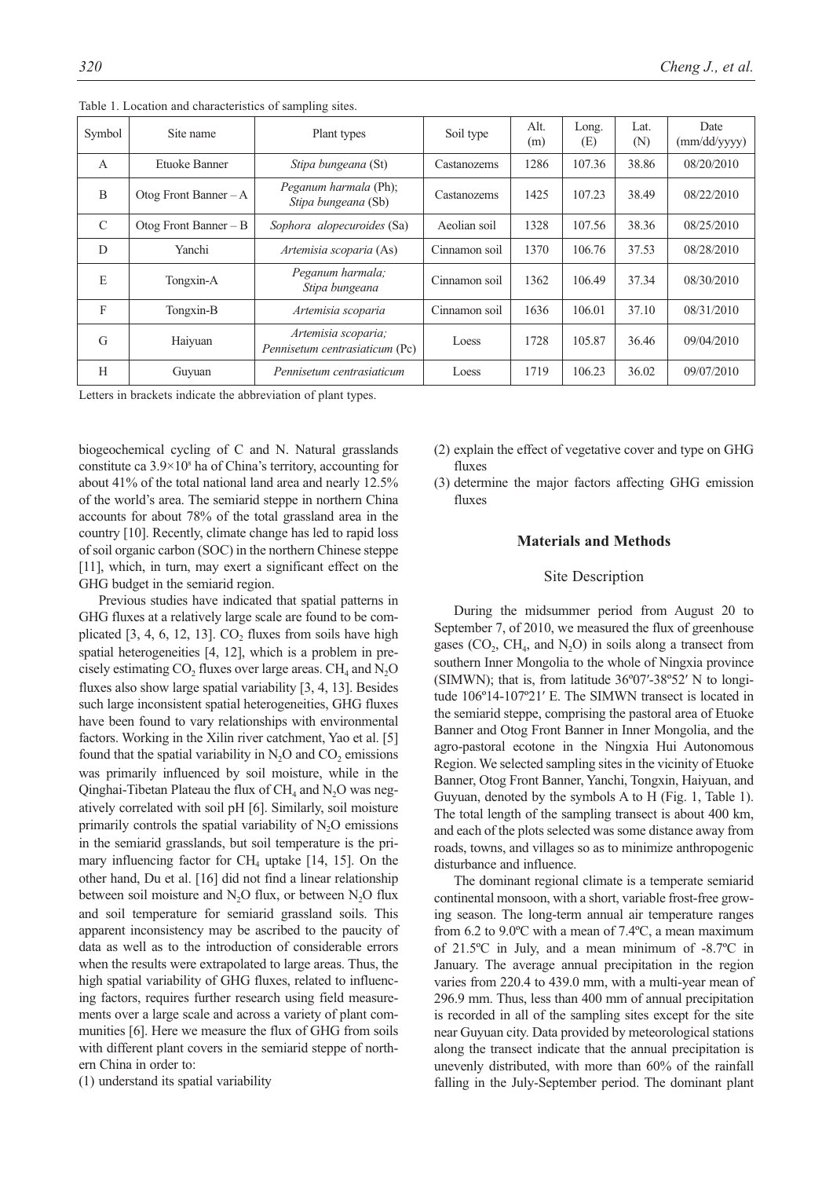Table 1. Location and characteristics of sampling sites.

| Symbol | Site name | Plant types | Soil type | Alt. (m) | Long. (E) | Lat. (N) | Date (mm/dd/yyyy) |
|---|---|---|---|---|---|---|---|
| A | Etuoke Banner | *Stipa bungeana* (St) | Castanozems | 1286 | 107.36 | 38.86 | 08/20/2010 |
| B | Otog Front Banner – A | *Peganum harmala* (Ph); *Stipa bungeana* (Sb) | Castanozems | 1425 | 107.23 | 38.49 | 08/22/2010 |
| C | Otog Front Banner – B | *Sophora alopecuroides* (Sa) | Aeolian soil | 1328 | 107.56 | 38.36 | 08/25/2010 |
| D | Yanchi | *Artemisia scoparia* (As) | Cinnamon soil | 1370 | 106.76 | 37.53 | 08/28/2010 |
| E | Tongxin-A | *Peganum harmala; Stipa bungeana* | Cinnamon soil | 1362 | 106.49 | 37.34 | 08/30/2010 |
| F | Tongxin-B | *Artemisia scoparia* | Cinnamon soil | 1636 | 106.01 | 37.10 | 08/31/2010 |
| G | Haiyuan | *Artemisia scoparia; Pennisetum centrasiaticum* (Pc) | Loess | 1728 | 105.87 | 36.46 | 09/04/2010 |
| H | Guyuan | *Pennisetum centrasiaticum* | Loess | 1719 | 106.23 | 36.02 | 09/07/2010 |

Letters in brackets indicate the abbreviation of plant types.

biogeochemical cycling of C and N. Natural grasslands constitute ca $3.9\times10^8$ ha of China's territory, accounting for about 41% of the total national land area and nearly 12.5% of the world's area. The semiarid steppe in northern China accounts for about 78% of the total grassland area in the country [10]. Recently, climate change has led to rapid loss of soil organic carbon (SOC) in the northern Chinese steppe [11], which, in turn, may exert a significant effect on the GHG budget in the semiarid region.

Previous studies have indicated that spatial patterns in GHG fluxes at a relatively large scale are found to be complicated [3, 4, 6, 12, 13]. $CO_2$ fluxes from soils have high spatial heterogeneities [4, 12], which is a problem in precisely estimating $CO_2$ fluxes over large areas. $CH_4$ and $N_2O$ fluxes also show large spatial variability [3, 4, 13]. Besides such large inconsistent spatial heterogeneities, GHG fluxes have been found to vary relationships with environmental factors. Working in the Xilin river catchment, Yao et al. [5] found that the spatial variability in $N_2O$ and $CO_2$ emissions was primarily influenced by soil moisture, while in the Qinghai-Tibetan Plateau the flux of $CH_4$ and $N_2O$ was negatively correlated with soil pH [6]. Similarly, soil moisture primarily controls the spatial variability of $N_2O$ emissions in the semiarid grasslands, but soil temperature is the primary influencing factor for $CH_4$ uptake [14, 15]. On the other hand, Du et al. [16] did not find a linear relationship between soil moisture and $N_2O$ flux, or between $N_2O$ flux and soil temperature for semiarid grassland soils. This apparent inconsistency may be ascribed to the paucity of data as well as to the introduction of considerable errors when the results were extrapolated to large areas. Thus, the high spatial variability of GHG fluxes, related to influencing factors, requires further research using field measurements over a large scale and across a variety of plant communities [6]. Here we measure the flux of GHG from soils with different plant covers in the semiarid steppe of northern China in order to:

(1) understand its spatial variability
(2) explain the effect of vegetative cover and type on GHG fluxes
(3) determine the major factors affecting GHG emission fluxes

## Materials and Methods

### Site Description

During the midsummer period from August 20 to September 7, of 2010, we measured the flux of greenhouse gases ($CO_2$, $CH_4$, and $N_2O$) in soils along a transect from southern Inner Mongolia to the whole of Ningxia province (SIMWN); that is, from latitude 36º07′-38º52′ N to longitude 106º14-107º21′ E. The SIMWN transect is located in the semiarid steppe, comprising the pastoral area of Etuoke Banner and Otog Front Banner in Inner Mongolia, and the agro-pastoral ecotone in the Ningxia Hui Autonomous Region. We selected sampling sites in the vicinity of Etuoke Banner, Otog Front Banner, Yanchi, Tongxin, Haiyuan, and Guyuan, denoted by the symbols A to H (Fig. 1, Table 1). The total length of the sampling transect is about 400 km, and each of the plots selected was some distance away from roads, towns, and villages so as to minimize anthropogenic disturbance and influence.

The dominant regional climate is a temperate semiarid continental monsoon, with a short, variable frost-free growing season. The long-term annual air temperature ranges from 6.2 to 9.0ºC with a mean of 7.4ºC, a mean maximum of 21.5ºC in July, and a mean minimum of -8.7ºC in January. The average annual precipitation in the region varies from 220.4 to 439.0 mm, with a multi-year mean of 296.9 mm. Thus, less than 400 mm of annual precipitation is recorded in all of the sampling sites except for the site near Guyuan city. Data provided by meteorological stations along the transect indicate that the annual precipitation is unevenly distributed, with more than 60% of the rainfall falling in the July-September period. The dominant plant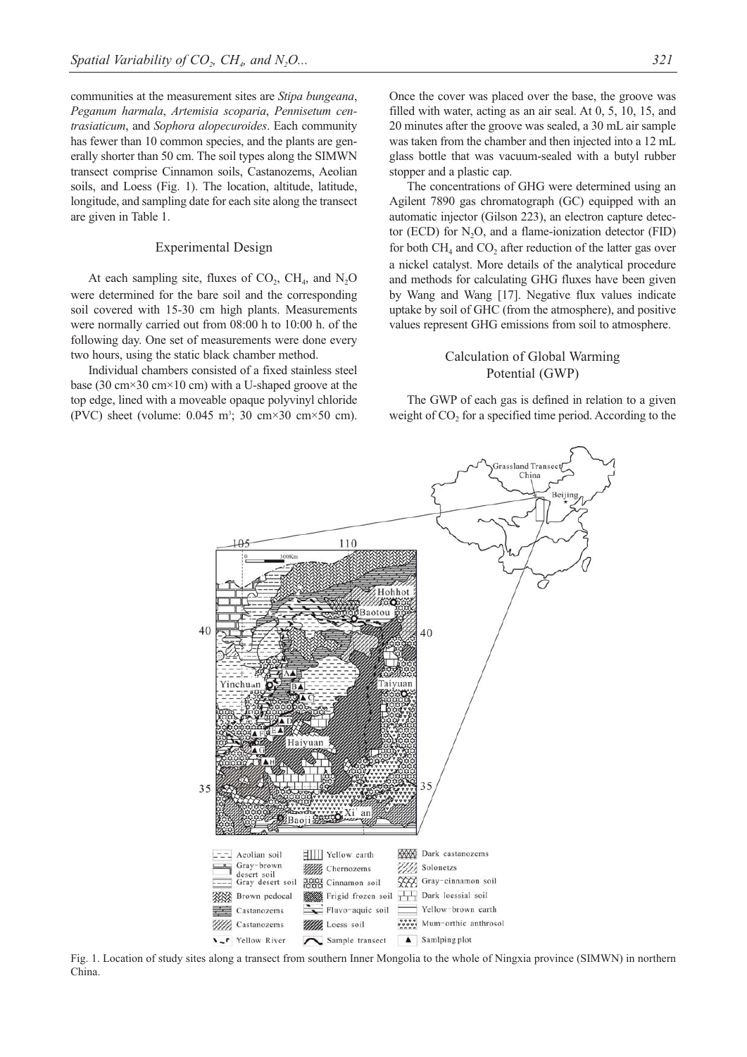communities at the measurement sites are *Stipa bungeana*, *Peganum harmala*, *Artemisia scoparia*, *Pennisetum centrasiaticum*, and *Sophora alopecuroides*. Each community has fewer than 10 common species, and the plants are generally shorter than 50 cm. The soil types along the SIMWN transect comprise Cinnamon soils, Castanozems, Aeolian soils, and Loess (Fig. 1). The location, altitude, latitude, longitude, and sampling date for each site along the transect are given in Table 1.

## Experimental Design

At each sampling site, fluxes of $CO_2$, $CH_4$, and $N_2O$ were determined for the bare soil and the corresponding soil covered with 15-30 cm high plants. Measurements were normally carried out from 08:00 h to 10:00 h. of the following day. One set of measurements were done every two hours, using the static black chamber method.

Individual chambers consisted of a fixed stainless steel base (30 cm×30 cm×10 cm) with a U-shaped groove at the top edge, lined with a moveable opaque polyvinyl chloride (PVC) sheet (volume: 0.045 $m^3$; 30 cm×30 cm×50 cm). Once the cover was placed over the base, the groove was filled with water, acting as an air seal. At 0, 5, 10, 15, and 20 minutes after the groove was sealed, a 30 mL air sample was taken from the chamber and then injected into a 12 mL glass bottle that was vacuum-sealed with a butyl rubber stopper and a plastic cap.

The concentrations of GHG were determined using an Agilent 7890 gas chromatograph (GC) equipped with an automatic injector (Gilson 223), an electron capture detector (ECD) for $N_2O$, and a flame-ionization detector (FID) for both $CH_4$ and $CO_2$ after reduction of the latter gas over a nickel catalyst. More details of the analytical procedure and methods for calculating GHG fluxes have been given by Wang and Wang [17]. Negative flux values indicate uptake by soil of GHC (from the atmosphere), and positive values represent GHG emissions from soil to atmosphere.

## Calculation of Global Warming Potential (GWP)

The GWP of each gas is defined in relation to a given weight of $CO_2$ for a specified time period. According to the

Fig. 1. Location of study sites along a transect from southern Inner Mongolia to the whole of Ningxia province (SIMWN) in northern China.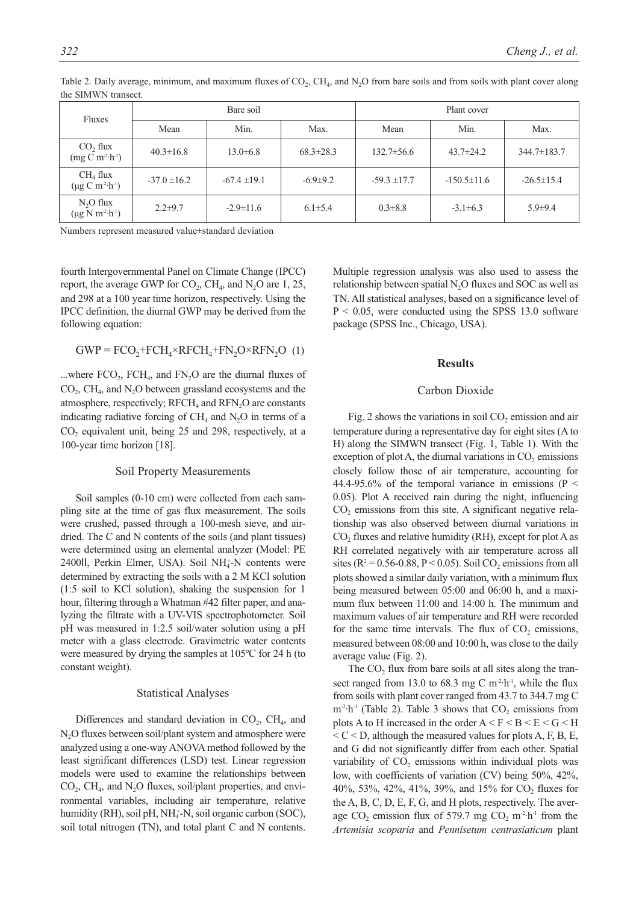Table 2. Daily average, minimum, and maximum fluxes of $CO_2$, $CH_4$, and $N_2O$ from bare soils and from soils with plant cover along the SIMWN transect.

| Fluxes | Bare soil | | | Plant cover | | |
|---|---|---|---|---|---|---|
| | Mean | Min. | Max. | Mean | Min. | Max. |
| $CO_2$ flux ($mg\ C\ m^{-2} \cdot h^{-1}$) | 40.3±16.8 | 13.0±6.8 | 68.3±28.3 | 132.7±56.6 | 43.7±24.2 | 344.7±183.7 |
| $CH_4$ flux ($\mu g\ C\ m^{-2} \cdot h^{-1}$) | -37.0 ±16.2 | -67.4 ±19.1 | -6.9±9.2 | -59.3 ±17.7 | -150.5±11.6 | -26.5±15.4 |
| $N_2O$ flux ($\mu g\ N\ m^{-2} \cdot h^{-1}$) | 2.2±9.7 | -2.9±11.6 | 6.1±5.4 | 0.3±8.8 | -3.1±6.3 | 5.9±9.4 |

Numbers represent measured value±standard deviation

fourth Intergovernmental Panel on Climate Change (IPCC) report, the average GWP for $CO_2$, $CH_4$, and $N_2O$ are 1, 25, and 298 at a 100 year time horizon, respectively. Using the IPCC definition, the diurnal GWP may be derived from the following equation:

$$GWP = FCO_2 + FCH_4 \times RFCH_4 + FN_2O \times RFN_2O \quad (1)$$

...where $FCO_2$, $FCH_4$, and $FN_2O$ are the diurnal fluxes of $CO_2$, $CH_4$, and $N_2O$ between grassland ecosystems and the atmosphere, respectively; $RFCH_4$ and $RFN_2O$ are constants indicating radiative forcing of $CH_4$ and $N_2O$ in terms of a $CO_2$ equivalent unit, being 25 and 298, respectively, at a 100-year time horizon [18].

## Soil Property Measurements

Soil samples (0-10 cm) were collected from each sampling site at the time of gas flux measurement. The soils were crushed, passed through a 100-mesh sieve, and air-dried. The C and N contents of the soils (and plant tissues) were determined using an elemental analyzer (Model: PE 2400ll, Perkin Elmer, USA). Soil $NH_4^+$-N contents were determined by extracting the soils with a 2 M KCl solution (1:5 soil to KCl solution), shaking the suspension for 1 hour, filtering through a Whatman #42 filter paper, and analyzing the filtrate with a UV-VIS spectrophotometer. Soil pH was measured in 1:2.5 soil/water solution using a pH meter with a glass electrode. Gravimetric water contents were measured by drying the samples at 105ºC for 24 h (to constant weight).

## Statistical Analyses

Differences and standard deviation in $CO_2$, $CH_4$, and $N_2O$ fluxes between soil/plant system and atmosphere were analyzed using a one-way ANOVA method followed by the least significant differences (LSD) test. Linear regression models were used to examine the relationships between $CO_2$, $CH_4$, and $N_2O$ fluxes, soil/plant properties, and environmental variables, including air temperature, relative humidity (RH), soil pH, $NH_4^+$-N, soil organic carbon (SOC), soil total nitrogen (TN), and total plant C and N contents. Multiple regression analysis was also used to assess the relationship between spatial $N_2O$ fluxes and SOC as well as TN. All statistical analyses, based on a significance level of $P < 0.05$, were conducted using the SPSS 13.0 software package (SPSS Inc., Chicago, USA).

# Results

## Carbon Dioxide

Fig. 2 shows the variations in soil $CO_2$ emission and air temperature during a representative day for eight sites (A to H) along the SIMWN transect (Fig. 1, Table 1). With the exception of plot A, the diurnal variations in $CO_2$ emissions closely follow those of air temperature, accounting for 44.4-95.6% of the temporal variance in emissions ($P < 0.05$). Plot A received rain during the night, influencing $CO_2$ emissions from this site. A significant negative relationship was also observed between diurnal variations in $CO_2$ fluxes and relative humidity (RH), except for plot A as RH correlated negatively with air temperature across all sites ($R^2 = 0.56$-$0.88$, $P < 0.05$). Soil $CO_2$ emissions from all plots showed a similar daily variation, with a minimum flux being measured between 05:00 and 06:00 h, and a maximum flux between 11:00 and 14:00 h. The minimum and maximum values of air temperature and RH were recorded for the same time intervals. The flux of $CO_2$ emissions, measured between 08:00 and 10:00 h, was close to the daily average value (Fig. 2).

The $CO_2$ flux from bare soils at all sites along the transect ranged from 13.0 to 68.3 mg C $m^{-2} \cdot h^{-1}$, while the flux from soils with plant cover ranged from 43.7 to 344.7 mg C $m^{-2} \cdot h^{-1}$ (Table 2). Table 3 shows that $CO_2$ emissions from plots A to H increased in the order A < F < B < E < G < H < C < D, although the measured values for plots A, F, B, E, and G did not significantly differ from each other. Spatial variability of $CO_2$ emissions within individual plots was low, with coefficients of variation (CV) being 50%, 42%, 40%, 53%, 42%, 41%, 39%, and 15% for $CO_2$ fluxes for the A, B, C, D, E, F, G, and H plots, respectively. The average $CO_2$ emission flux of 579.7 mg $CO_2$ $m^{-2} \cdot h^{-1}$ from the *Artemisia scoparia* and *Pennisetum centrasiaticum* plant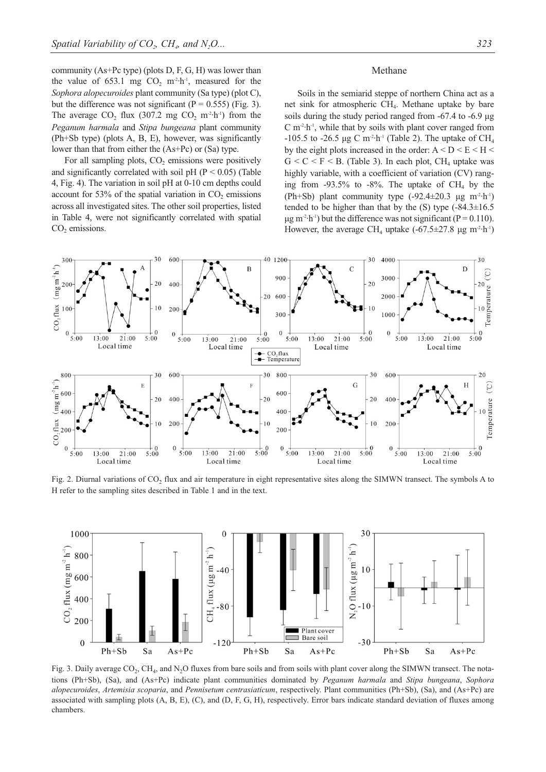community (As+Pc type) (plots D, F, G, H) was lower than the value of 653.1 mg $CO_2$ $m^{-2} \cdot h^{-1}$, measured for the *Sophora alopecuroides* plant community (Sa type) (plot C), but the difference was not significant ($P = 0.555$) (Fig. 3). The average $CO_2$ flux (307.2 mg $CO_2$ $m^{-2} \cdot h^{-1}$) from the *Peganum harmala* and *Stipa bungeana* plant community (Ph+Sb type) (plots A, B, E), however, was significantly lower than that from either the (As+Pc) or (Sa) type.

For all sampling plots, $CO_2$ emissions were positively and significantly correlated with soil pH ($P < 0.05$) (Table 4, Fig. 4). The variation in soil pH at 0-10 cm depths could account for 53% of the spatial variation in $CO_2$ emissions across all investigated sites. The other soil properties, listed in Table 4, were not significantly correlated with spatial $CO_2$ emissions.

## Methane

Soils in the semiarid steppe of northern China act as a net sink for atmospheric $CH_4$. Methane uptake by bare soils during the study period ranged from -67.4 to -6.9 μg C $m^{-2} \cdot h^{-1}$, while that by soils with plant cover ranged from -105.5 to -26.5 μg C $m^{-2} \cdot h^{-1}$ (Table 2). The uptake of $CH_4$ by the eight plots increased in the order: A < D < E < H < G < C < F < B. (Table 3). In each plot, $CH_4$ uptake was highly variable, with a coefficient of variation (CV) ranging from -93.5% to -8%. The uptake of $CH_4$ by the (Ph+Sb) plant community type (-92.4±20.3 μg $m^{-2} \cdot h^{-1}$) tended to be higher than that by the (S) type (-84.3±16.5 μg $m^{-2} \cdot h^{-1}$) but the difference was not significant ($P = 0.110$). However, the average $CH_4$ uptake (-67.5±27.8 μg $m^{-2} \cdot h^{-1}$)

Fig. 2. Diurnal variations of $CO_2$ flux and air temperature in eight representative sites along the SIMWN transect. The symbols A to H refer to the sampling sites described in Table 1 and in the text.

Fig. 3. Daily average $CO_2$, $CH_4$, and $N_2O$ fluxes from bare soils and from soils with plant cover along the SIMWN transect. The notations (Ph+Sb), (Sa), and (As+Pc) indicate plant communities dominated by *Peganum harmala* and *Stipa bungeana*, *Sophora alopecuroides*, *Artemisia scoparia*, and *Pennisetum centrasiaticum*, respectively. Plant communities (Ph+Sb), (Sa), and (As+Pc) are associated with sampling plots (A, B, E), (C), and (D, F, G, H), respectively. Error bars indicate standard deviation of fluxes among chambers.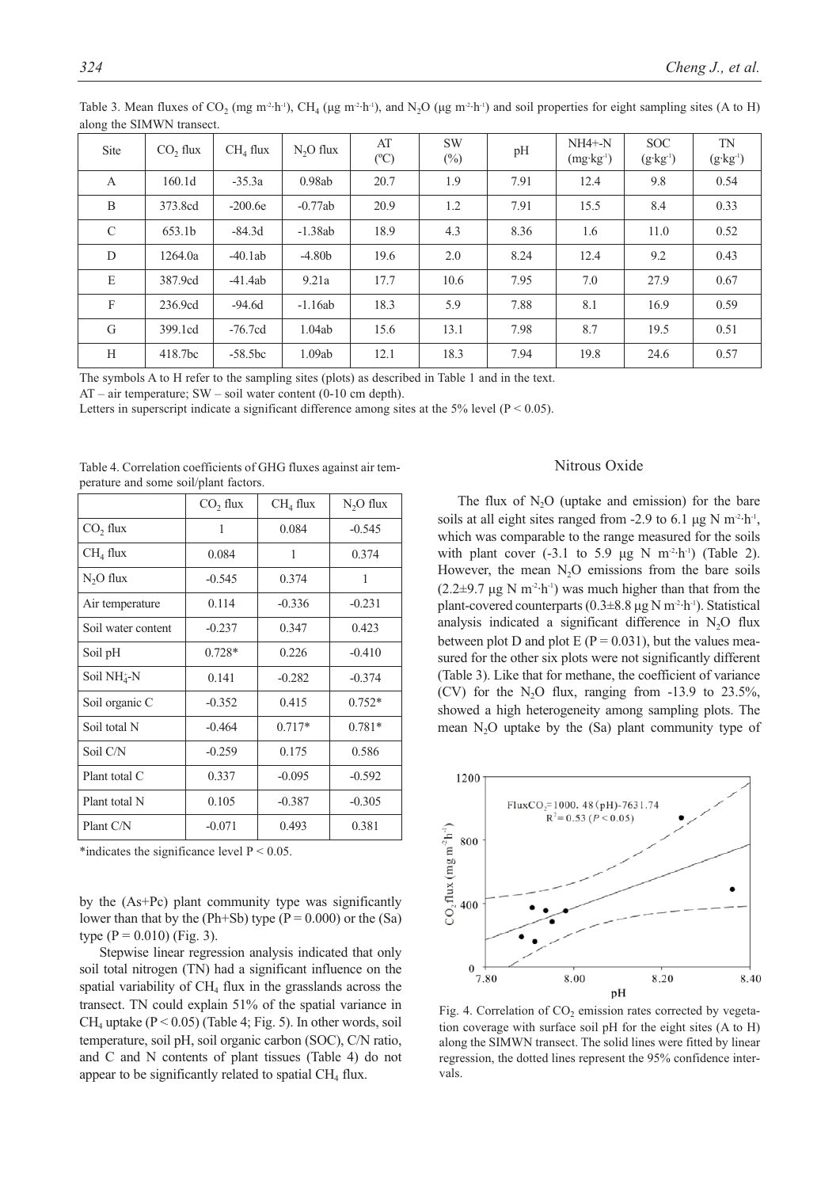Table 3. Mean fluxes of $CO_2$ (mg $m^{-2}\cdot h^{-1}$), $CH_4$ (μg $m^{-2}\cdot h^{-1}$), and $N_2O$ (μg $m^{-2}\cdot h^{-1}$) and soil properties for eight sampling sites (A to H) along the SIMWN transect.

| Site | $CO_2$ flux | $CH_4$ flux | $N_2O$ flux | AT (ºC) | SW (%) | pH | NH4+-N ($mg \cdot kg^{-1}$) | SOC ($g \cdot kg^{-1}$) | TN ($g \cdot kg^{-1}$) |
|---|---|---|---|---|---|---|---|---|---|
| A | 160.1d | -35.3a | 0.98ab | 20.7 | 1.9 | 7.91 | 12.4 | 9.8 | 0.54 |
| B | 373.8cd | -200.6e | -0.77ab | 20.9 | 1.2 | 7.91 | 15.5 | 8.4 | 0.33 |
| C | 653.1b | -84.3d | -1.38ab | 18.9 | 4.3 | 8.36 | 1.6 | 11.0 | 0.52 |
| D | 1264.0a | -40.1ab | -4.80b | 19.6 | 2.0 | 8.24 | 12.4 | 9.2 | 0.43 |
| E | 387.9cd | -41.4ab | 9.21a | 17.7 | 10.6 | 7.95 | 7.0 | 27.9 | 0.67 |
| F | 236.9cd | -94.6d | -1.16ab | 18.3 | 5.9 | 7.88 | 8.1 | 16.9 | 0.59 |
| G | 399.1cd | -76.7cd | 1.04ab | 15.6 | 13.1 | 7.98 | 8.7 | 19.5 | 0.51 |
| H | 418.7bc | -58.5bc | 1.09ab | 12.1 | 18.3 | 7.94 | 19.8 | 24.6 | 0.57 |

The symbols A to H refer to the sampling sites (plots) as described in Table 1 and in the text.
AT – air temperature; SW – soil water content (0-10 cm depth).
Letters in superscript indicate a significant difference among sites at the 5% level ($P < 0.05$).

Table 4. Correlation coefficients of GHG fluxes against air temperature and some soil/plant factors.

| | $CO_2$ flux | $CH_4$ flux | $N_2O$ flux |
|---|---|---|---|
| $CO_2$ flux | 1 | 0.084 | -0.545 |
| $CH_4$ flux | 0.084 | 1 | 0.374 |
| $N_2O$ flux | -0.545 | 0.374 | 1 |
| Air temperature | 0.114 | -0.336 | -0.231 |
| Soil water content | -0.237 | 0.347 | 0.423 |
| Soil pH | 0.728* | 0.226 | -0.410 |
| Soil $NH_4^+$-N | 0.141 | -0.282 | -0.374 |
| Soil organic C | -0.352 | 0.415 | 0.752* |
| Soil total N | -0.464 | 0.717* | 0.781* |
| Soil C/N | -0.259 | 0.175 | 0.586 |
| Plant total C | 0.337 | -0.095 | -0.592 |
| Plant total N | 0.105 | -0.387 | -0.305 |
| Plant C/N | -0.071 | 0.493 | 0.381 |

*indicates the significance level $P < 0.05$.

by the (As+Pc) plant community type was significantly lower than that by the (Ph+Sb) type ($P = 0.000$) or the (Sa) type ($P = 0.010$) (Fig. 3).

Stepwise linear regression analysis indicated that only soil total nitrogen (TN) had a significant influence on the spatial variability of $CH_4$ flux in the grasslands across the transect. TN could explain 51% of the spatial variance in $CH_4$ uptake ($P < 0.05$) (Table 4; Fig. 5). In other words, soil temperature, soil pH, soil organic carbon (SOC), C/N ratio, and C and N contents of plant tissues (Table 4) do not appear to be significantly related to spatial $CH_4$ flux.

## Nitrous Oxide

The flux of $N_2O$ (uptake and emission) for the bare soils at all eight sites ranged from -2.9 to 6.1 μg N $m^{-2}\cdot h^{-1}$, which was comparable to the range measured for the soils with plant cover (-3.1 to 5.9 μg N $m^{-2}\cdot h^{-1}$) (Table 2). However, the mean $N_2O$ emissions from the bare soils (2.2±9.7 μg N $m^{-2}\cdot h^{-1}$) was much higher than that from the plant-covered counterparts (0.3±8.8 μg N $m^{-2}\cdot h^{-1}$). Statistical analysis indicated a significant difference in $N_2O$ flux between plot D and plot E ($P = 0.031$), but the values measured for the other six plots were not significantly different (Table 3). Like that for methane, the coefficient of variance (CV) for the $N_2O$ flux, ranging from -13.9 to 23.5%, showed a high heterogeneity among sampling plots. The mean $N_2O$ uptake by the (Sa) plant community type of

Fig. 4. Correlation of $CO_2$ emission rates corrected by vegetation coverage with surface soil pH for the eight sites (A to H) along the SIMWN transect. The solid lines were fitted by linear regression, the dotted lines represent the 95% confidence intervals.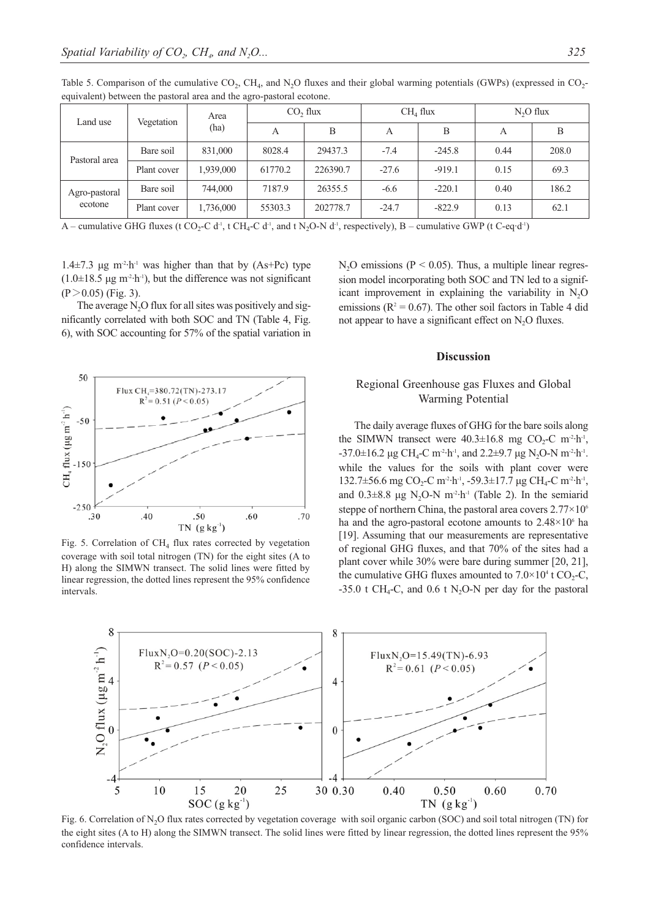Table 5. Comparison of the cumulative $CO_2$, $CH_4$, and $N_2O$ fluxes and their global warming potentials (GWPs) (expressed in $CO_2$-equivalent) between the pastoral area and the agro-pastoral ecotone.

| Land use | Vegetation | Area (ha) | $CO_2$ flux | | $CH_4$ flux | | $N_2O$ flux | |
|---|---|---|---|---|---|---|---|---|
| | | | A | B | A | B | A | B |
| Pastoral area | Bare soil | 831,000 | 8028.4 | 29437.3 | -7.4 | -245.8 | 0.44 | 208.0 |
| | Plant cover | 1,939,000 | 61770.2 | 226390.7 | -27.6 | -919.1 | 0.15 | 69.3 |
| Agro-pastoral ecotone | Bare soil | 744,000 | 7187.9 | 26355.5 | -6.6 | -220.1 | 0.40 | 186.2 |
| | Plant cover | 1,736,000 | 55303.3 | 202778.7 | -24.7 | -822.9 | 0.13 | 62.1 |

A – cumulative GHG fluxes (t $CO_2$-C $d^{-1}$, t $CH_4$-C $d^{-1}$, and t $N_2O$-N $d^{-1}$, respectively), B – cumulative GWP (t C-eq·$d^{-1}$)

1.4±7.3 μg $m^{-2}$·$h^{-1}$ was higher than that by (As+Pc) type (1.0±18.5 μg $m^{-2}$·$h^{-1}$), but the difference was not significant ($P > 0.05$) (Fig. 3).

The average $N_2O$ flux for all sites was positively and significantly correlated with both SOC and TN (Table 4, Fig. 6), with SOC accounting for 57% of the spatial variation in $N_2O$ emissions ($P < 0.05$). Thus, a multiple linear regression model incorporating both SOC and TN led to a significant improvement in explaining the variability in $N_2O$ emissions ($R^2 = 0.67$). The other soil factors in Table 4 did not appear to have a significant effect on $N_2O$ fluxes.

Fig. 5. Correlation of $CH_4$ flux rates corrected by vegetation coverage with soil total nitrogen (TN) for the eight sites (A to H) along the SIMWN transect. The solid lines were fitted by linear regression, the dotted lines represent the 95% confidence intervals.

## Discussion

### Regional Greenhouse gas Fluxes and Global Warming Potential

The daily average fluxes of GHG for the bare soils along the SIMWN transect were 40.3±16.8 mg $CO_2$-C $m^{-2}$·$h^{-1}$, -37.0±16.2 μg $CH_4$-C $m^{-2}$·$h^{-1}$, and 2.2±9.7 μg $N_2O$-N $m^{-2}$·$h^{-1}$. while the values for the soils with plant cover were 132.7±56.6 mg $CO_2$-C $m^{-2}$·$h^{-1}$, -59.3±17.7 μg $CH_4$-C $m^{-2}$·$h^{-1}$, and 0.3±8.8 μg $N_2O$-N $m^{-2}$·$h^{-1}$ (Table 2). In the semiarid steppe of northern China, the pastoral area covers $2.77\times10^6$ ha and the agro-pastoral ecotone amounts to $2.48\times10^6$ ha [19]. Assuming that our measurements are representative of regional GHG fluxes, and that 70% of the sites had a plant cover while 30% were bare during summer [20, 21], the cumulative GHG fluxes amounted to $7.0\times10^4$ t $CO_2$-C, -35.0 t $CH_4$-C, and 0.6 t $N_2O$-N per day for the pastoral

Fig. 6. Correlation of $N_2O$ flux rates corrected by vegetation coverage with soil organic carbon (SOC) and soil total nitrogen (TN) for the eight sites (A to H) along the SIMWN transect. The solid lines were fitted by linear regression, the dotted lines represent the 95% confidence intervals.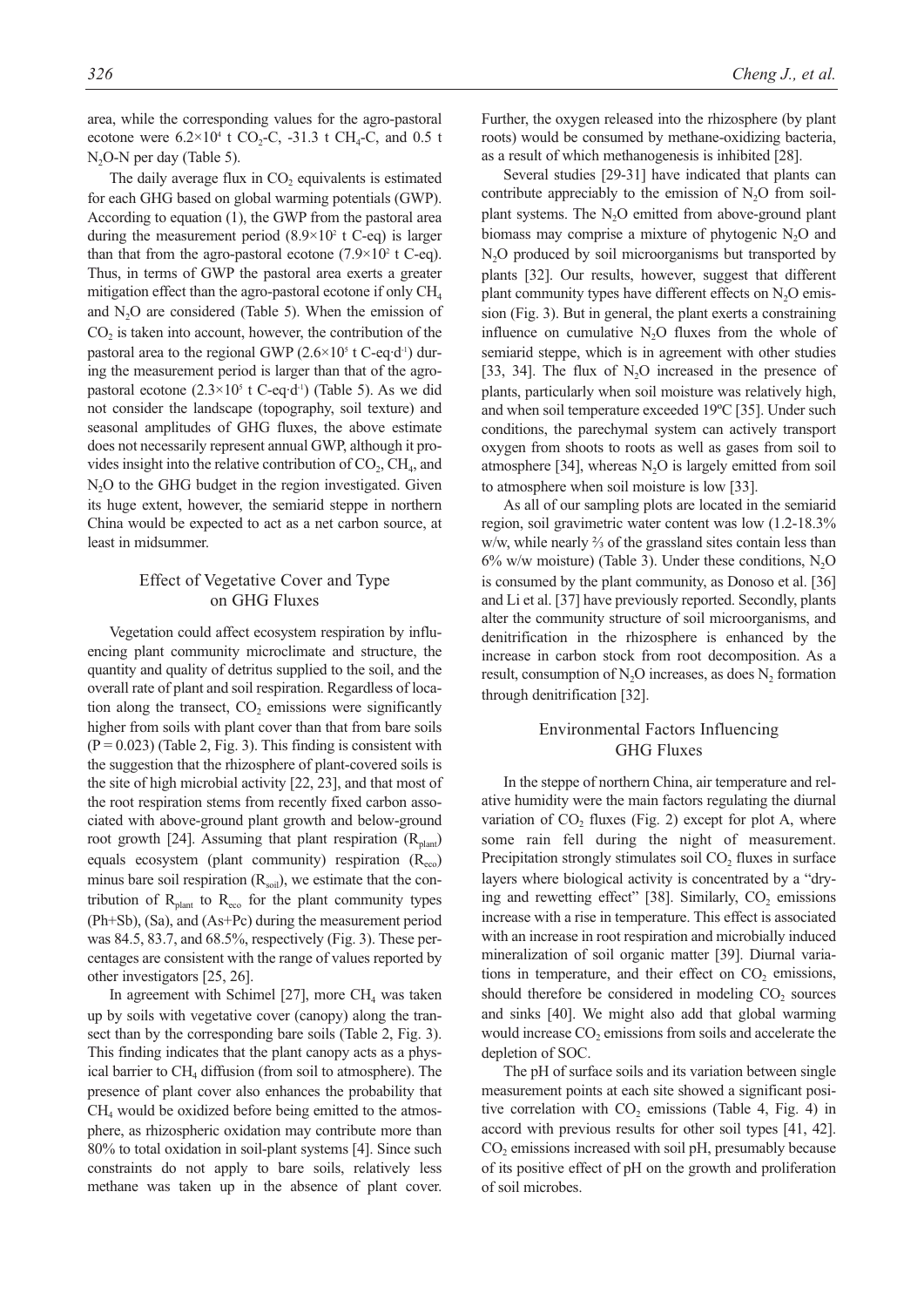area, while the corresponding values for the agro-pastoral ecotone were $6.2\times10^4$ t $CO_2$-C, -31.3 t $CH_4$-C, and 0.5 t $N_2O$-N per day (Table 5).

The daily average flux in $CO_2$ equivalents is estimated for each GHG based on global warming potentials (GWP). According to equation (1), the GWP from the pastoral area during the measurement period ($8.9\times10^2$ t C-eq) is larger than that from the agro-pastoral ecotone ($7.9\times10^2$ t C-eq). Thus, in terms of GWP the pastoral area exerts a greater mitigation effect than the agro-pastoral ecotone if only $CH_4$ and $N_2O$ are considered (Table 5). When the emission of $CO_2$ is taken into account, however, the contribution of the pastoral area to the regional GWP ($2.6\times10^5$ t C-eq·d$^{-1}$) during the measurement period is larger than that of the agro-pastoral ecotone ($2.3\times10^5$ t C-eq·d$^{-1}$) (Table 5). As we did not consider the landscape (topography, soil texture) and seasonal amplitudes of GHG fluxes, the above estimate does not necessarily represent annual GWP, although it provides insight into the relative contribution of $CO_2$, $CH_4$, and $N_2O$ to the GHG budget in the region investigated. Given its huge extent, however, the semiarid steppe in northern China would be expected to act as a net carbon source, at least in midsummer.

## Effect of Vegetative Cover and Type on GHG Fluxes

Vegetation could affect ecosystem respiration by influencing plant community microclimate and structure, the quantity and quality of detritus supplied to the soil, and the overall rate of plant and soil respiration. Regardless of location along the transect, $CO_2$ emissions were significantly higher from soils with plant cover than that from bare soils ($P = 0.023$) (Table 2, Fig. 3). This finding is consistent with the suggestion that the rhizosphere of plant-covered soils is the site of high microbial activity [22, 23], and that most of the root respiration stems from recently fixed carbon associated with above-ground plant growth and below-ground root growth [24]. Assuming that plant respiration ($R_{plant}$) equals ecosystem (plant community) respiration ($R_{eco}$) minus bare soil respiration ($R_{soil}$), we estimate that the contribution of $R_{plant}$ to $R_{eco}$ for the plant community types (Ph+Sb), (Sa), and (As+Pc) during the measurement period was 84.5, 83.7, and 68.5%, respectively (Fig. 3). These percentages are consistent with the range of values reported by other investigators [25, 26].

In agreement with Schimel [27], more $CH_4$ was taken up by soils with vegetative cover (canopy) along the transect than by the corresponding bare soils (Table 2, Fig. 3). This finding indicates that the plant canopy acts as a physical barrier to $CH_4$ diffusion (from soil to atmosphere). The presence of plant cover also enhances the probability that $CH_4$ would be oxidized before being emitted to the atmosphere, as rhizospheric oxidation may contribute more than 80% to total oxidation in soil-plant systems [4]. Since such constraints do not apply to bare soils, relatively less methane was taken up in the absence of plant cover. Further, the oxygen released into the rhizosphere (by plant roots) would be consumed by methane-oxidizing bacteria, as a result of which methanogenesis is inhibited [28].

Several studies [29-31] have indicated that plants can contribute appreciably to the emission of $N_2O$ from soil-plant systems. The $N_2O$ emitted from above-ground plant biomass may comprise a mixture of phytogenic $N_2O$ and $N_2O$ produced by soil microorganisms but transported by plants [32]. Our results, however, suggest that different plant community types have different effects on $N_2O$ emission (Fig. 3). But in general, the plant exerts a constraining influence on cumulative $N_2O$ fluxes from the whole of semiarid steppe, which is in agreement with other studies [33, 34]. The flux of $N_2O$ increased in the presence of plants, particularly when soil moisture was relatively high, and when soil temperature exceeded 19ºC [35]. Under such conditions, the parechymal system can actively transport oxygen from shoots to roots as well as gases from soil to atmosphere [34], whereas $N_2O$ is largely emitted from soil to atmosphere when soil moisture is low [33].

As all of our sampling plots are located in the semiarid region, soil gravimetric water content was low (1.2-18.3% w/w, while nearly ⅔ of the grassland sites contain less than 6% w/w moisture) (Table 3). Under these conditions, $N_2O$ is consumed by the plant community, as Donoso et al. [36] and Li et al. [37] have previously reported. Secondly, plants alter the community structure of soil microorganisms, and denitrification in the rhizosphere is enhanced by the increase in carbon stock from root decomposition. As a result, consumption of $N_2O$ increases, as does $N_2$ formation through denitrification [32].

## Environmental Factors Influencing GHG Fluxes

In the steppe of northern China, air temperature and relative humidity were the main factors regulating the diurnal variation of $CO_2$ fluxes (Fig. 2) except for plot A, where some rain fell during the night of measurement. Precipitation strongly stimulates soil $CO_2$ fluxes in surface layers where biological activity is concentrated by a "drying and rewetting effect" [38]. Similarly, $CO_2$ emissions increase with a rise in temperature. This effect is associated with an increase in root respiration and microbially induced mineralization of soil organic matter [39]. Diurnal variations in temperature, and their effect on $CO_2$ emissions, should therefore be considered in modeling $CO_2$ sources and sinks [40]. We might also add that global warming would increase $CO_2$ emissions from soils and accelerate the depletion of SOC.

The pH of surface soils and its variation between single measurement points at each site showed a significant positive correlation with $CO_2$ emissions (Table 4, Fig. 4) in accord with previous results for other soil types [41, 42]. $CO_2$ emissions increased with soil pH, presumably because of its positive effect of pH on the growth and proliferation of soil microbes.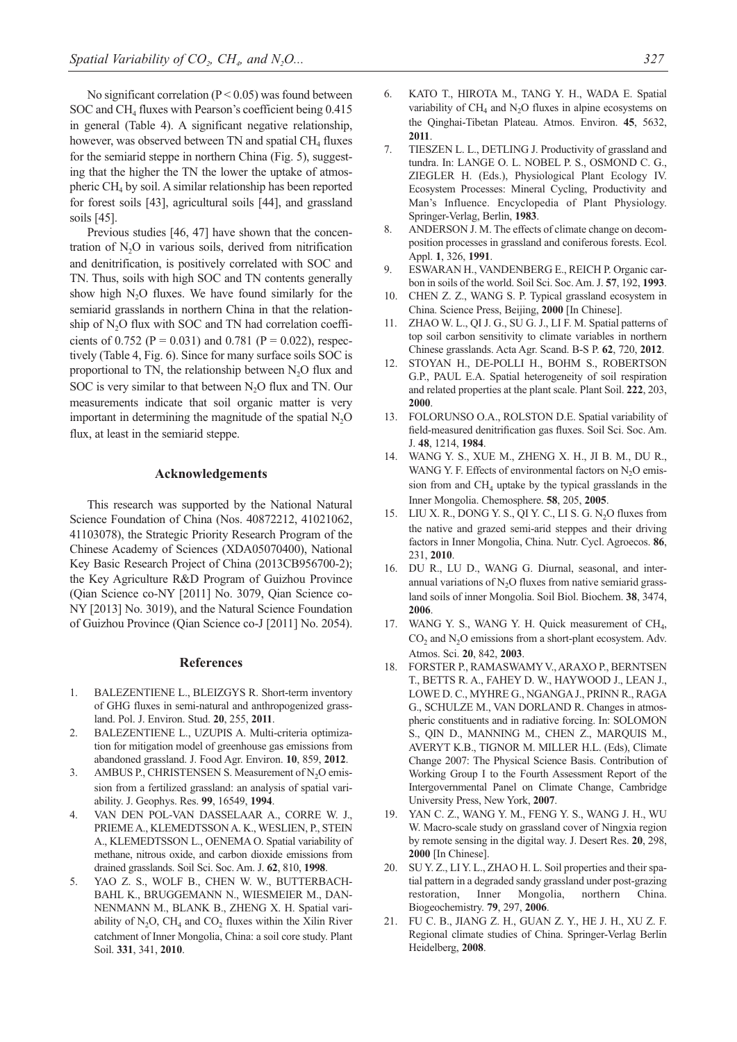No significant correlation ($P < 0.05$) was found between SOC and $CH_4$ fluxes with Pearson's coefficient being 0.415 in general (Table 4). A significant negative relationship, however, was observed between TN and spatial $CH_4$ fluxes for the semiarid steppe in northern China (Fig. 5), suggesting that the higher the TN the lower the uptake of atmospheric $CH_4$ by soil. A similar relationship has been reported for forest soils [43], agricultural soils [44], and grassland soils [45].

Previous studies [46, 47] have shown that the concentration of $N_2O$ in various soils, derived from nitrification and denitrification, is positively correlated with SOC and TN. Thus, soils with high SOC and TN contents generally show high $N_2O$ fluxes. We have found similarly for the semiarid grasslands in northern China in that the relationship of $N_2O$ flux with SOC and TN had correlation coefficients of 0.752 ($P = 0.031$) and 0.781 ($P = 0.022$), respectively (Table 4, Fig. 6). Since for many surface soils SOC is proportional to TN, the relationship between $N_2O$ flux and SOC is very similar to that between $N_2O$ flux and TN. Our measurements indicate that soil organic matter is very important in determining the magnitude of the spatial $N_2O$ flux, at least in the semiarid steppe.

## Acknowledgements

This research was supported by the National Natural Science Foundation of China (Nos. 40872212, 41021062, 41103078), the Strategic Priority Research Program of the Chinese Academy of Sciences (XDA05070400), National Key Basic Research Project of China (2013CB956700-2); the Key Agriculture R&D Program of Guizhou Province (Qian Science co-NY [2011] No. 3079, Qian Science co-NY [2013] No. 3019), and the Natural Science Foundation of Guizhou Province (Qian Science co-J [2011] No. 2054).

## References

1. BALEZENTIENE L., BLEIZGYS R. Short-term inventory of GHG fluxes in semi-natural and anthropogenized grassland. Pol. J. Environ. Stud. **20**, 255, **2011**.
2. BALEZENTIENE L., UZUPIS A. Multi-criteria optimization for mitigation model of greenhouse gas emissions from abandoned grassland. J. Food Agr. Environ. **10**, 859, **2012**.
3. AMBUS P., CHRISTENSEN S. Measurement of $N_2O$ emission from a fertilized grassland: an analysis of spatial variability. J. Geophys. Res. **99**, 16549, **1994**.
4. VAN DEN POL-VAN DASSELAAR A., CORRE W. J., PRIEME A., KLEMEDTSSON A. K., WESLIEN, P., STEIN A., KLEMEDTSSON L., OENEMA O. Spatial variability of methane, nitrous oxide, and carbon dioxide emissions from drained grasslands. Soil Sci. Soc. Am. J. **62**, 810, **1998**.
5. YAO Z. S., WOLF B., CHEN W. W., BUTTERBACH-BAHL K., BRUGGEMANN N., WIESMEIER M., DANNENMANN M., BLANK B., ZHENG X. H. Spatial variability of $N_2O$, $CH_4$ and $CO_2$ fluxes within the Xilin River catchment of Inner Mongolia, China: a soil core study. Plant Soil. **331**, 341, **2010**.
6. KATO T., HIROTA M., TANG Y. H., WADA E. Spatial variability of $CH_4$ and $N_2O$ fluxes in alpine ecosystems on the Qinghai-Tibetan Plateau. Atmos. Environ. **45**, 5632, **2011**.
7. TIESZEN L. L., DETLING J. Productivity of grassland and tundra. In: LANGE O. L. NOBEL P. S., OSMOND C. G., ZIEGLER H. (Eds.), Physiological Plant Ecology IV. Ecosystem Processes: Mineral Cycling, Productivity and Man's Influence. Encyclopedia of Plant Physiology. Springer-Verlag, Berlin, **1983**.
8. ANDERSON J. M. The effects of climate change on decomposition processes in grassland and coniferous forests. Ecol. Appl. **1**, 326, **1991**.
9. ESWARAN H., VANDENBERG E., REICH P. Organic carbon in soils of the world. Soil Sci. Soc. Am. J. **57**, 192, **1993**.
10. CHEN Z. Z., WANG S. P. Typical grassland ecosystem in China. Science Press, Beijing, **2000** [In Chinese].
11. ZHAO W. L., QI J. G., SU G. J., LI F. M. Spatial patterns of top soil carbon sensitivity to climate variables in northern Chinese grasslands. Acta Agr. Scand. B-S P. **62**, 720, **2012**.
12. STOYAN H., DE-POLLI H., BOHM S., ROBERTSON G.P., PAUL E.A. Spatial heterogeneity of soil respiration and related properties at the plant scale. Plant Soil. **222**, 203, **2000**.
13. FOLORUNSO O.A., ROLSTON D.E. Spatial variability of field-measured denitrification gas fluxes. Soil Sci. Soc. Am. J. **48**, 1214, **1984**.
14. WANG Y. S., XUE M., ZHENG X. H., JI B. M., DU R., WANG Y. F. Effects of environmental factors on $N_2O$ emission from and $CH_4$ uptake by the typical grasslands in the Inner Mongolia. Chemosphere. **58**, 205, **2005**.
15. LIU X. R., DONG Y. S., QI Y. C., LI S. G. $N_2O$ fluxes from the native and grazed semi-arid steppes and their driving factors in Inner Mongolia, China. Nutr. Cycl. Agroecos. **86**, 231, **2010**.
16. DU R., LU D., WANG G. Diurnal, seasonal, and inter-annual variations of $N_2O$ fluxes from native semiarid grassland soils of inner Mongolia. Soil Biol. Biochem. **38**, 3474, **2006**.
17. WANG Y. S., WANG Y. H. Quick measurement of $CH_4$, $CO_2$ and $N_2O$ emissions from a short-plant ecosystem. Adv. Atmos. Sci. **20**, 842, **2003**.
18. FORSTER P., RAMASWAMY V., ARAXO P., BERNTSEN T., BETTS R. A., FAHEY D. W., HAYWOOD J., LEAN J., LOWE D. C., MYHRE G., NGANGA J., PRINN R., RAGA G., SCHULZE M., VAN DORLAND R. Changes in atmospheric constituents and in radiative forcing. In: SOLOMON S., QIN D., MANNING M., CHEN Z., MARQUIS M., AVERYT K.B., TIGNOR M. MILLER H.L. (Eds), Climate Change 2007: The Physical Science Basis. Contribution of Working Group I to the Fourth Assessment Report of the Intergovernmental Panel on Climate Change, Cambridge University Press, New York, **2007**.
19. YAN C. Z., WANG Y. M., FENG Y. S., WANG J. H., WU W. Macro-scale study on grassland cover of Ningxia region by remote sensing in the digital way. J. Desert Res. **20**, 298, **2000** [In Chinese].
20. SU Y. Z., LI Y. L., ZHAO H. L. Soil properties and their spatial pattern in a degraded sandy grassland under post-grazing restoration, Inner Mongolia, northern China. Biogeochemistry. **79**, 297, **2006**.
21. FU C. B., JIANG Z. H., GUAN Z. Y., HE J. H., XU Z. F. Regional climate studies of China. Springer-Verlag Berlin Heidelberg, **2008**.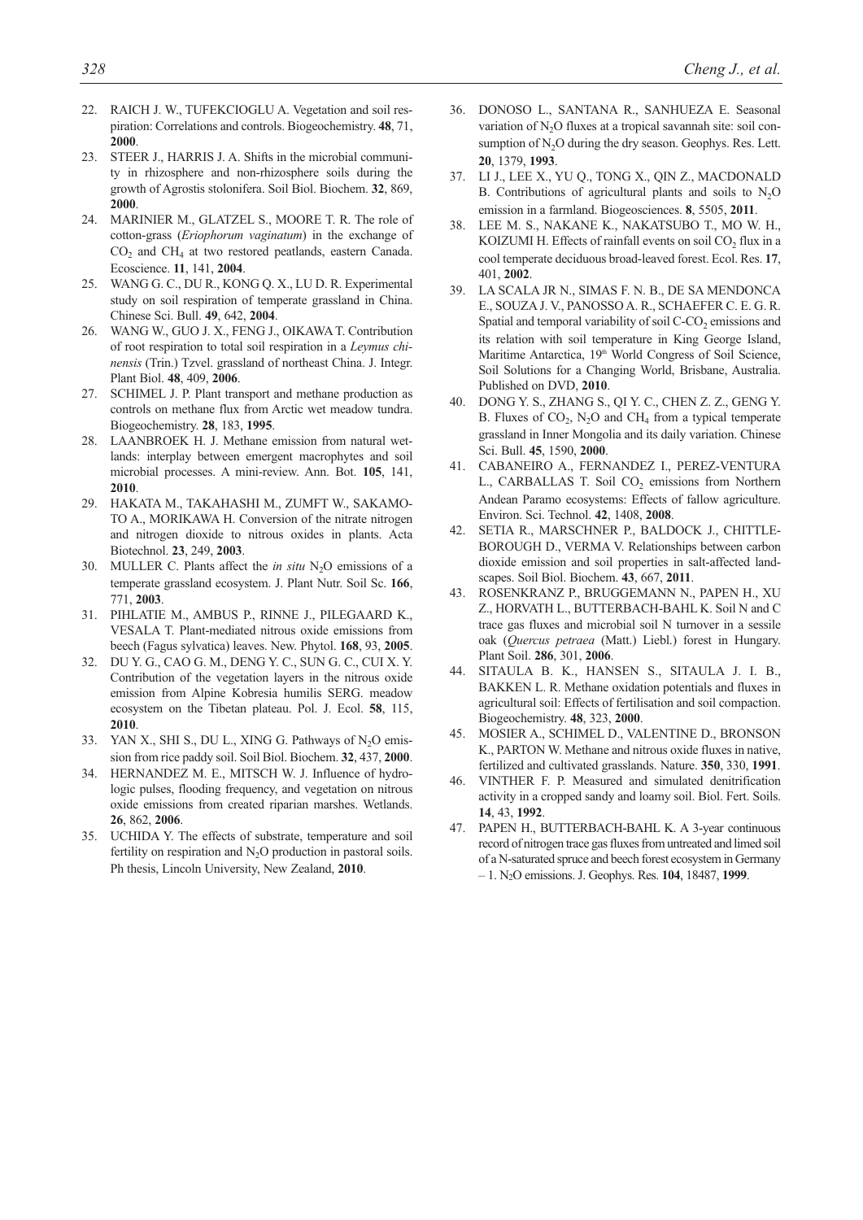22. RAICH J. W., TUFEKCIOGLU A. Vegetation and soil respiration: Correlations and controls. Biogeochemistry. **48**, 71, **2000**.
23. STEER J., HARRIS J. A. Shifts in the microbial community in rhizosphere and non-rhizosphere soils during the growth of Agrostis stolonifera. Soil Biol. Biochem. **32**, 869, **2000**.
24. MARINIER M., GLATZEL S., MOORE T. R. The role of cotton-grass (*Eriophorum vaginatum*) in the exchange of $CO_2$ and $CH_4$ at two restored peatlands, eastern Canada. Ecoscience. **11**, 141, **2004**.
25. WANG G. C., DU R., KONG Q. X., LU D. R. Experimental study on soil respiration of temperate grassland in China. Chinese Sci. Bull. **49**, 642, **2004**.
26. WANG W., GUO J. X., FENG J., OIKAWA T. Contribution of root respiration to total soil respiration in a *Leymus chinensis* (Trin.) Tzvel. grassland of northeast China. J. Integr. Plant Biol. **48**, 409, **2006**.
27. SCHIMEL J. P. Plant transport and methane production as controls on methane flux from Arctic wet meadow tundra. Biogeochemistry. **28**, 183, **1995**.
28. LAANBROEK H. J. Methane emission from natural wetlands: interplay between emergent macrophytes and soil microbial processes. A mini-review. Ann. Bot. **105**, 141, **2010**.
29. HAKATA M., TAKAHASHI M., ZUMFT W., SAKAMOTO A., MORIKAWA H. Conversion of the nitrate nitrogen and nitrogen dioxide to nitrous oxides in plants. Acta Biotechnol. **23**, 249, **2003**.
30. MULLER C. Plants affect the *in situ* $N_2O$ emissions of a temperate grassland ecosystem. J. Plant Nutr. Soil Sc. **166**, 771, **2003**.
31. PIHLATIE M., AMBUS P., RINNE J., PILEGAARD K., VESALA T. Plant-mediated nitrous oxide emissions from beech (Fagus sylvatica) leaves. New. Phytol. **168**, 93, **2005**.
32. DU Y. G., CAO G. M., DENG Y. C., SUN G. C., CUI X. Y. Contribution of the vegetation layers in the nitrous oxide emission from Alpine Kobresia humilis SERG. meadow ecosystem on the Tibetan plateau. Pol. J. Ecol. **58**, 115, **2010**.
33. YAN X., SHI S., DU L., XING G. Pathways of $N_2O$ emission from rice paddy soil. Soil Biol. Biochem. **32**, 437, **2000**.
34. HERNANDEZ M. E., MITSCH W. J. Influence of hydrologic pulses, flooding frequency, and vegetation on nitrous oxide emissions from created riparian marshes. Wetlands. **26**, 862, **2006**.
35. UCHIDA Y. The effects of substrate, temperature and soil fertility on respiration and $N_2O$ production in pastoral soils. Ph thesis, Lincoln University, New Zealand, **2010**.
36. DONOSO L., SANTANA R., SANHUEZA E. Seasonal variation of $N_2O$ fluxes at a tropical savannah site: soil consumption of $N_2O$ during the dry season. Geophys. Res. Lett. **20**, 1379, **1993**.
37. LI J., LEE X., YU Q., TONG X., QIN Z., MACDONALD B. Contributions of agricultural plants and soils to $N_2O$ emission in a farmland. Biogeosciences. **8**, 5505, **2011**.
38. LEE M. S., NAKANE K., NAKATSUBO T., MO W. H., KOIZUMI H. Effects of rainfall events on soil $CO_2$ flux in a cool temperate deciduous broad-leaved forest. Ecol. Res. **17**, 401, **2002**.
39. LA SCALA JR N., SIMAS F. N. B., DE SA MENDONCA E., SOUZA J. V., PANOSSO A. R., SCHAEFER C. E. G. R. Spatial and temporal variability of soil C-$CO_2$ emissions and its relation with soil temperature in King George Island, Maritime Antarctica, 19th World Congress of Soil Science, Soil Solutions for a Changing World, Brisbane, Australia. Published on DVD, **2010**.
40. DONG Y. S., ZHANG S., QI Y. C., CHEN Z. Z., GENG Y. B. Fluxes of $CO_2$, $N_2O$ and $CH_4$ from a typical temperate grassland in Inner Mongolia and its daily variation. Chinese Sci. Bull. **45**, 1590, **2000**.
41. CABANEIRO A., FERNANDEZ I., PEREZ-VENTURA L., CARBALLAS T. Soil $CO_2$ emissions from Northern Andean Paramo ecosystems: Effects of fallow agriculture. Environ. Sci. Technol. **42**, 1408, **2008**.
42. SETIA R., MARSCHNER P., BALDOCK J., CHITTLEBOROUGH D., VERMA V. Relationships between carbon dioxide emission and soil properties in salt-affected landscapes. Soil Biol. Biochem. **43**, 667, **2011**.
43. ROSENKRANZ P., BRUGGEMANN N., PAPEN H., XU Z., HORVATH L., BUTTERBACH-BAHL K. Soil N and C trace gas fluxes and microbial soil N turnover in a sessile oak (*Quercus petraea* (Matt.) Liebl.) forest in Hungary. Plant Soil. **286**, 301, **2006**.
44. SITAULA B. K., HANSEN S., SITAULA J. I. B., BAKKEN L. R. Methane oxidation potentials and fluxes in agricultural soil: Effects of fertilisation and soil compaction. Biogeochemistry. **48**, 323, **2000**.
45. MOSIER A., SCHIMEL D., VALENTINE D., BRONSON K., PARTON W. Methane and nitrous oxide fluxes in native, fertilized and cultivated grasslands. Nature. **350**, 330, **1991**.
46. VINTHER F. P. Measured and simulated denitrification activity in a cropped sandy and loamy soil. Biol. Fert. Soils. **14**, 43, **1992**.
47. PAPEN H., BUTTERBACH-BAHL K. A 3-year continuous record of nitrogen trace gas fluxes from untreated and limed soil of a N-saturated spruce and beech forest ecosystem in Germany – 1. $N_2O$ emissions. J. Geophys. Res. **104**, 18487, **1999**.